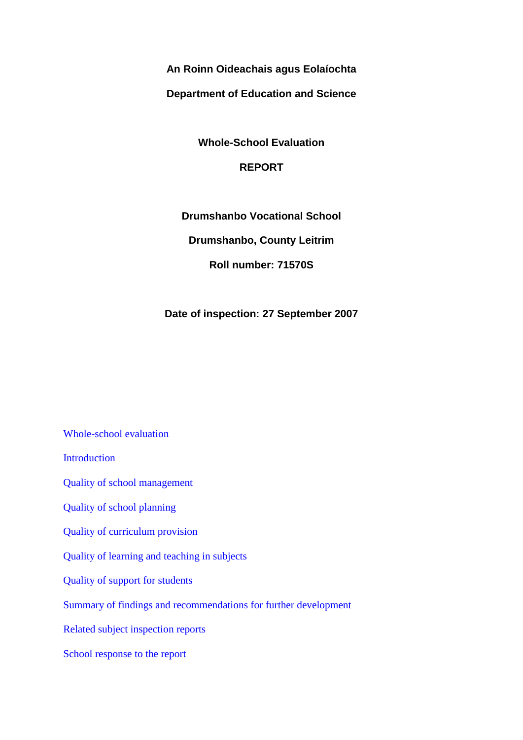**An Roinn Oideachais agus Eolaíochta**

**Department of Education and Science**

# Whole-School Evaluation

# REPORT

**Drumshanbo Vocational School**

**Drumshanbo, County Leitrim**

**Roll number: 71570S**

**Date of inspection: 27 September 2007**

- Whole-school evaluation
- Introduction
- Quality of school management
- Quality of school planning
- Quality of curriculum provision
- Quality of learning and teaching in subjects
- Quality of support for students
- Summary of findings and recommendations for further development
- Related subject inspection reports
- School response to the report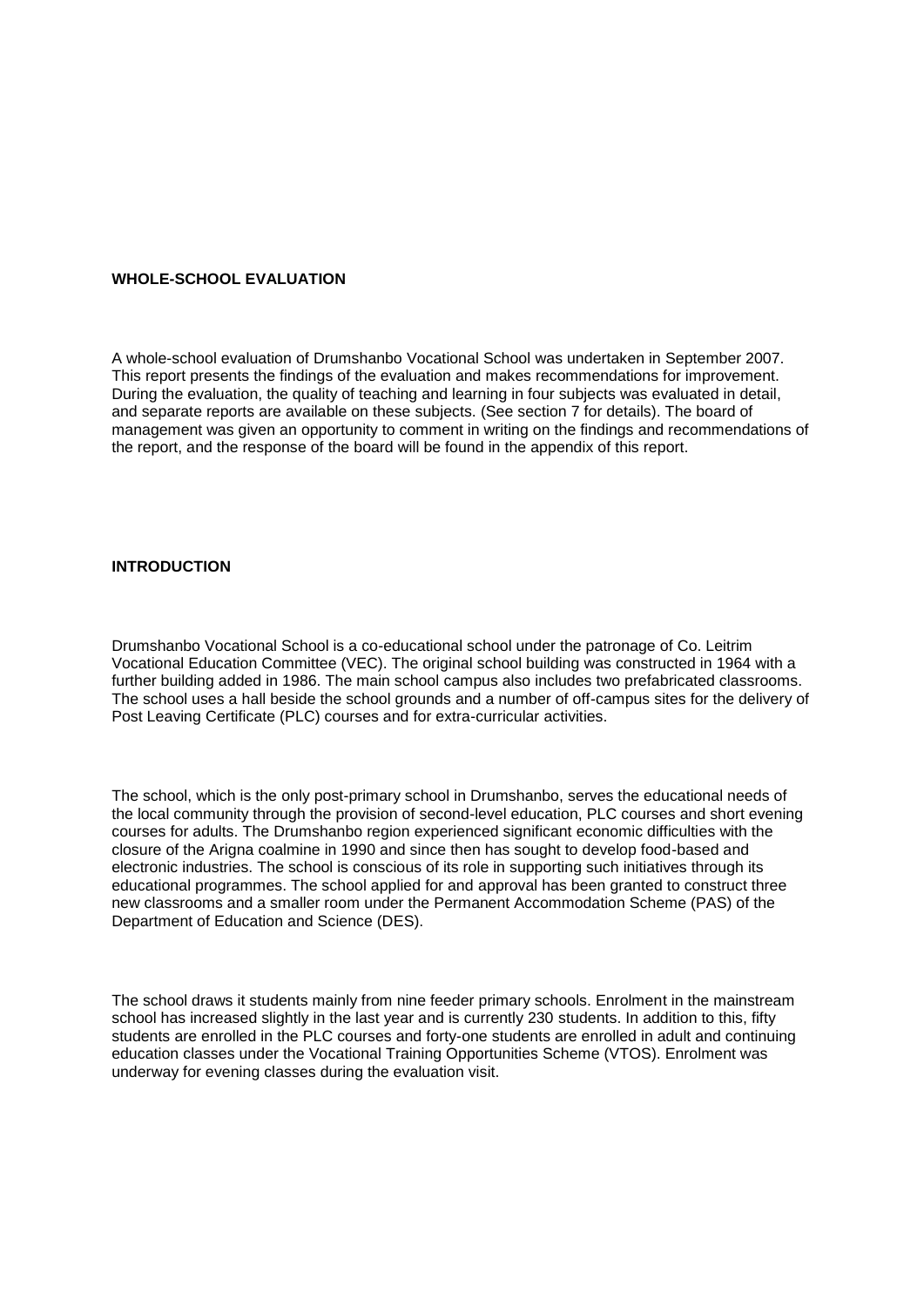## WHOLE-SCHOOL EVALUATION

A whole-school evaluation of Drumshanbo Vocational School was undertaken in September 2007. This report presents the findings of the evaluation and makes recommendations for improvement. During the evaluation, the quality of teaching and learning in four subjects was evaluated in detail, and separate reports are available on these subjects. (See section 7 for details). The board of management was given an opportunity to comment in writing on the findings and recommendations of the report, and the response of the board will be found in the appendix of this report.

## INTRODUCTION

Drumshanbo Vocational School is a co-educational school under the patronage of Co. Leitrim Vocational Education Committee (VEC). The original school building was constructed in 1964 with a further building added in 1986. The main school campus also includes two prefabricated classrooms. The school uses a hall beside the school grounds and a number of off-campus sites for the delivery of Post Leaving Certificate (PLC) courses and for extra-curricular activities.

The school, which is the only post-primary school in Drumshanbo, serves the educational needs of the local community through the provision of second-level education, PLC courses and short evening courses for adults. The Drumshanbo region experienced significant economic difficulties with the closure of the Arigna coalmine in 1990 and since then has sought to develop food-based and electronic industries. The school is conscious of its role in supporting such initiatives through its educational programmes. The school applied for and approval has been granted to construct three new classrooms and a smaller room under the Permanent Accommodation Scheme (PAS) of the Department of Education and Science (DES).

The school draws it students mainly from nine feeder primary schools. Enrolment in the mainstream school has increased slightly in the last year and is currently 230 students. In addition to this, fifty students are enrolled in the PLC courses and forty-one students are enrolled in adult and continuing education classes under the Vocational Training Opportunities Scheme (VTOS). Enrolment was underway for evening classes during the evaluation visit.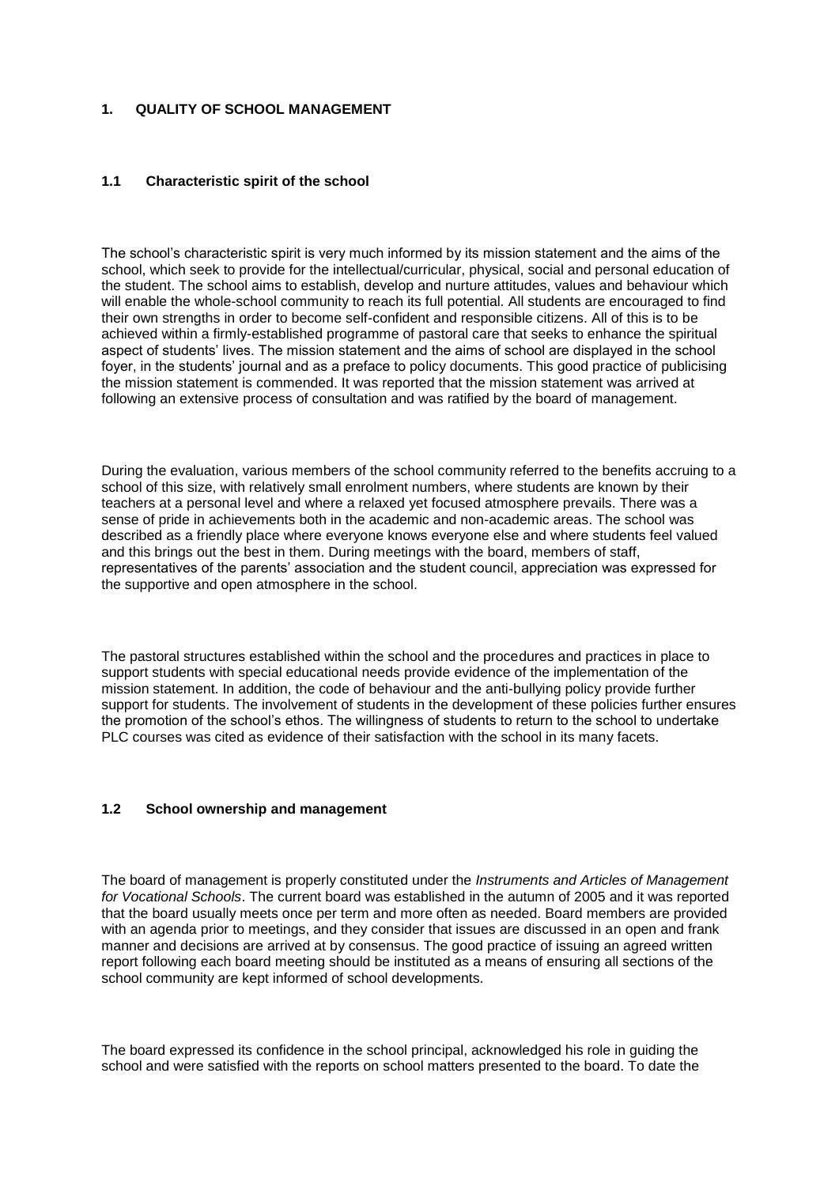## 1. QUALITY OF SCHOOL MANAGEMENT

### 1.1 Characteristic spirit of the school

The school's characteristic spirit is very much informed by its mission statement and the aims of the school, which seek to provide for the intellectual/curricular, physical, social and personal education of the student. The school aims to establish, develop and nurture attitudes, values and behaviour which will enable the whole-school community to reach its full potential. All students are encouraged to find their own strengths in order to become self-confident and responsible citizens. All of this is to be achieved within a firmly-established programme of pastoral care that seeks to enhance the spiritual aspect of students' lives. The mission statement and the aims of school are displayed in the school foyer, in the students' journal and as a preface to policy documents. This good practice of publicising the mission statement is commended. It was reported that the mission statement was arrived at following an extensive process of consultation and was ratified by the board of management.

During the evaluation, various members of the school community referred to the benefits accruing to a school of this size, with relatively small enrolment numbers, where students are known by their teachers at a personal level and where a relaxed yet focused atmosphere prevails. There was a sense of pride in achievements both in the academic and non-academic areas. The school was described as a friendly place where everyone knows everyone else and where students feel valued and this brings out the best in them. During meetings with the board, members of staff, representatives of the parents' association and the student council, appreciation was expressed for the supportive and open atmosphere in the school.

The pastoral structures established within the school and the procedures and practices in place to support students with special educational needs provide evidence of the implementation of the mission statement. In addition, the code of behaviour and the anti-bullying policy provide further support for students. The involvement of students in the development of these policies further ensures the promotion of the school's ethos. The willingness of students to return to the school to undertake PLC courses was cited as evidence of their satisfaction with the school in its many facets.

### 1.2 School ownership and management

The board of management is properly constituted under the *Instruments and Articles of Management for Vocational Schools*. The current board was established in the autumn of 2005 and it was reported that the board usually meets once per term and more often as needed. Board members are provided with an agenda prior to meetings, and they consider that issues are discussed in an open and frank manner and decisions are arrived at by consensus. The good practice of issuing an agreed written report following each board meeting should be instituted as a means of ensuring all sections of the school community are kept informed of school developments.

The board expressed its confidence in the school principal, acknowledged his role in guiding the school and were satisfied with the reports on school matters presented to the board. To date the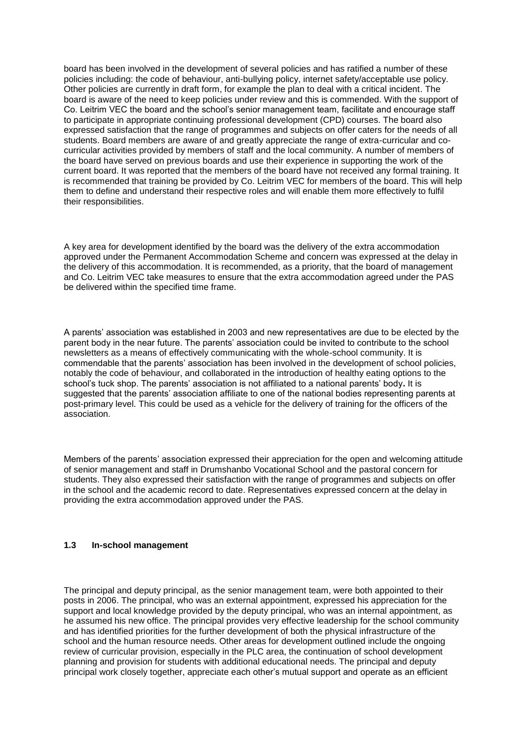board has been involved in the development of several policies and has ratified a number of these policies including: the code of behaviour, anti-bullying policy, internet safety/acceptable use policy. Other policies are currently in draft form, for example the plan to deal with a critical incident. The board is aware of the need to keep policies under review and this is commended. With the support of Co. Leitrim VEC the board and the school's senior management team, facilitate and encourage staff to participate in appropriate continuing professional development (CPD) courses. The board also expressed satisfaction that the range of programmes and subjects on offer caters for the needs of all students. Board members are aware of and greatly appreciate the range of extra-curricular and co-curricular activities provided by members of staff and the local community. A number of members of the board have served on previous boards and use their experience in supporting the work of the current board. It was reported that the members of the board have not received any formal training. It is recommended that training be provided by Co. Leitrim VEC for members of the board. This will help them to define and understand their respective roles and will enable them more effectively to fulfil their responsibilities.

A key area for development identified by the board was the delivery of the extra accommodation approved under the Permanent Accommodation Scheme and concern was expressed at the delay in the delivery of this accommodation. It is recommended, as a priority, that the board of management and Co. Leitrim VEC take measures to ensure that the extra accommodation agreed under the PAS be delivered within the specified time frame.

A parents' association was established in 2003 and new representatives are due to be elected by the parent body in the near future. The parents' association could be invited to contribute to the school newsletters as a means of effectively communicating with the whole-school community. It is commendable that the parents' association has been involved in the development of school policies, notably the code of behaviour, and collaborated in the introduction of healthy eating options to the school's tuck shop. The parents' association is not affiliated to a national parents' body**.** It is suggested that the parents' association affiliate to one of the national bodies representing parents at post-primary level. This could be used as a vehicle for the delivery of training for the officers of the association.

Members of the parents' association expressed their appreciation for the open and welcoming attitude of senior management and staff in Drumshanbo Vocational School and the pastoral concern for students. They also expressed their satisfaction with the range of programmes and subjects on offer in the school and the academic record to date. Representatives expressed concern at the delay in providing the extra accommodation approved under the PAS.

### 1.3 In-school management

The principal and deputy principal, as the senior management team, were both appointed to their posts in 2006. The principal, who was an external appointment, expressed his appreciation for the support and local knowledge provided by the deputy principal, who was an internal appointment, as he assumed his new office. The principal provides very effective leadership for the school community and has identified priorities for the further development of both the physical infrastructure of the school and the human resource needs. Other areas for development outlined include the ongoing review of curricular provision, especially in the PLC area, the continuation of school development planning and provision for students with additional educational needs. The principal and deputy principal work closely together, appreciate each other's mutual support and operate as an efficient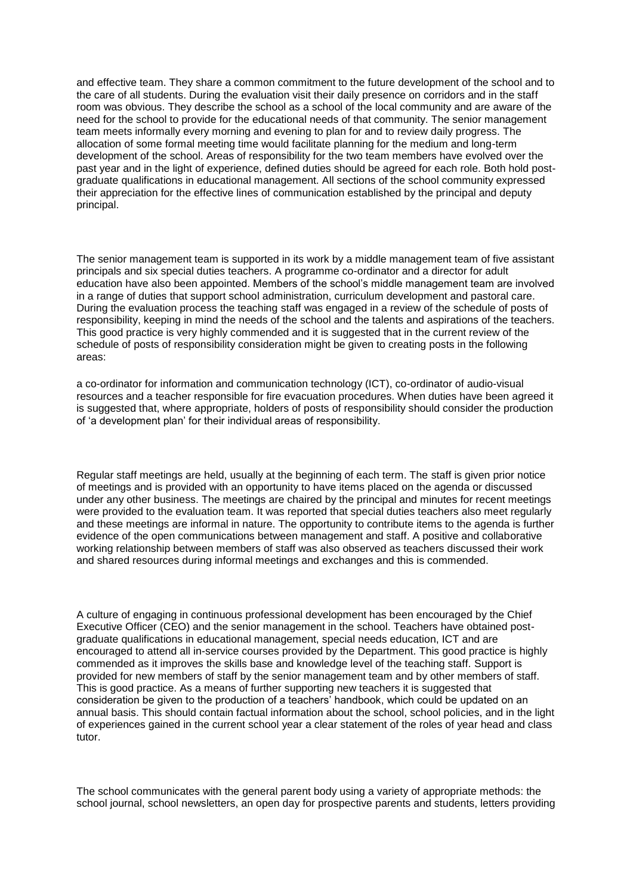and effective team. They share a common commitment to the future development of the school and to the care of all students. During the evaluation visit their daily presence on corridors and in the staff room was obvious. They describe the school as a school of the local community and are aware of the need for the school to provide for the educational needs of that community. The senior management team meets informally every morning and evening to plan for and to review daily progress. The allocation of some formal meeting time would facilitate planning for the medium and long-term development of the school. Areas of responsibility for the two team members have evolved over the past year and in the light of experience, defined duties should be agreed for each role. Both hold post-graduate qualifications in educational management. All sections of the school community expressed their appreciation for the effective lines of communication established by the principal and deputy principal.

The senior management team is supported in its work by a middle management team of five assistant principals and six special duties teachers. A programme co-ordinator and a director for adult education have also been appointed. Members of the school's middle management team are involved in a range of duties that support school administration, curriculum development and pastoral care. During the evaluation process the teaching staff was engaged in a review of the schedule of posts of responsibility, keeping in mind the needs of the school and the talents and aspirations of the teachers. This good practice is very highly commended and it is suggested that in the current review of the schedule of posts of responsibility consideration might be given to creating posts in the following areas:

a co-ordinator for information and communication technology (ICT), co-ordinator of audio-visual resources and a teacher responsible for fire evacuation procedures. When duties have been agreed it is suggested that, where appropriate, holders of posts of responsibility should consider the production of 'a development plan' for their individual areas of responsibility.

Regular staff meetings are held, usually at the beginning of each term. The staff is given prior notice of meetings and is provided with an opportunity to have items placed on the agenda or discussed under any other business. The meetings are chaired by the principal and minutes for recent meetings were provided to the evaluation team. It was reported that special duties teachers also meet regularly and these meetings are informal in nature. The opportunity to contribute items to the agenda is further evidence of the open communications between management and staff. A positive and collaborative working relationship between members of staff was also observed as teachers discussed their work and shared resources during informal meetings and exchanges and this is commended.

A culture of engaging in continuous professional development has been encouraged by the Chief Executive Officer (CEO) and the senior management in the school. Teachers have obtained post-graduate qualifications in educational management, special needs education, ICT and are encouraged to attend all in-service courses provided by the Department. This good practice is highly commended as it improves the skills base and knowledge level of the teaching staff. Support is provided for new members of staff by the senior management team and by other members of staff. This is good practice. As a means of further supporting new teachers it is suggested that consideration be given to the production of a teachers' handbook, which could be updated on an annual basis. This should contain factual information about the school, school policies, and in the light of experiences gained in the current school year a clear statement of the roles of year head and class tutor.

The school communicates with the general parent body using a variety of appropriate methods: the school journal, school newsletters, an open day for prospective parents and students, letters providing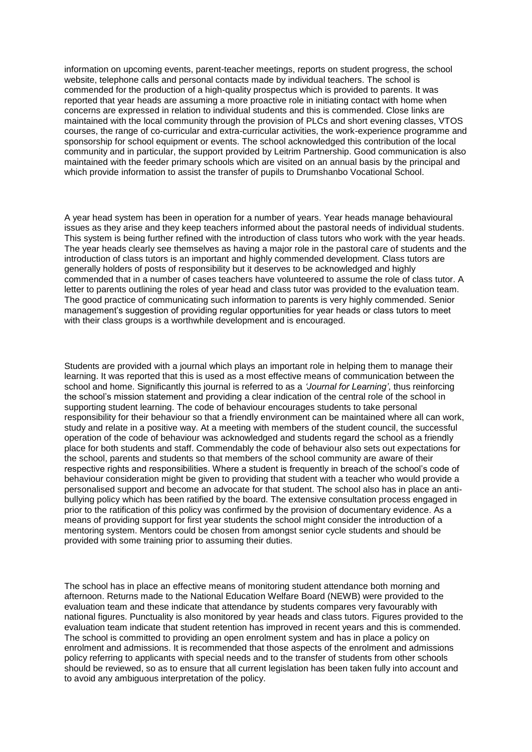information on upcoming events, parent-teacher meetings, reports on student progress, the school website, telephone calls and personal contacts made by individual teachers. The school is commended for the production of a high-quality prospectus which is provided to parents. It was reported that year heads are assuming a more proactive role in initiating contact with home when concerns are expressed in relation to individual students and this is commended. Close links are maintained with the local community through the provision of PLCs and short evening classes, VTOS courses, the range of co-curricular and extra-curricular activities, the work-experience programme and sponsorship for school equipment or events. The school acknowledged this contribution of the local community and in particular, the support provided by Leitrim Partnership. Good communication is also maintained with the feeder primary schools which are visited on an annual basis by the principal and which provide information to assist the transfer of pupils to Drumshanbo Vocational School.

A year head system has been in operation for a number of years. Year heads manage behavioural issues as they arise and they keep teachers informed about the pastoral needs of individual students. This system is being further refined with the introduction of class tutors who work with the year heads. The year heads clearly see themselves as having a major role in the pastoral care of students and the introduction of class tutors is an important and highly commended development. Class tutors are generally holders of posts of responsibility but it deserves to be acknowledged and highly commended that in a number of cases teachers have volunteered to assume the role of class tutor. A letter to parents outlining the roles of year head and class tutor was provided to the evaluation team. The good practice of communicating such information to parents is very highly commended. Senior management's suggestion of providing regular opportunities for year heads or class tutors to meet with their class groups is a worthwhile development and is encouraged.

Students are provided with a journal which plays an important role in helping them to manage their learning. It was reported that this is used as a most effective means of communication between the school and home. Significantly this journal is referred to as a *'Journal for Learning'*, thus reinforcing the school's mission statement and providing a clear indication of the central role of the school in supporting student learning. The code of behaviour encourages students to take personal responsibility for their behaviour so that a friendly environment can be maintained where all can work, study and relate in a positive way. At a meeting with members of the student council, the successful operation of the code of behaviour was acknowledged and students regard the school as a friendly place for both students and staff. Commendably the code of behaviour also sets out expectations for the school, parents and students so that members of the school community are aware of their respective rights and responsibilities. Where a student is frequently in breach of the school's code of behaviour consideration might be given to providing that student with a teacher who would provide a personalised support and become an advocate for that student. The school also has in place an anti-bullying policy which has been ratified by the board. The extensive consultation process engaged in prior to the ratification of this policy was confirmed by the provision of documentary evidence. As a means of providing support for first year students the school might consider the introduction of a mentoring system. Mentors could be chosen from amongst senior cycle students and should be provided with some training prior to assuming their duties.

The school has in place an effective means of monitoring student attendance both morning and afternoon. Returns made to the National Education Welfare Board (NEWB) were provided to the evaluation team and these indicate that attendance by students compares very favourably with national figures. Punctuality is also monitored by year heads and class tutors. Figures provided to the evaluation team indicate that student retention has improved in recent years and this is commended. The school is committed to providing an open enrolment system and has in place a policy on enrolment and admissions. It is recommended that those aspects of the enrolment and admissions policy referring to applicants with special needs and to the transfer of students from other schools should be reviewed, so as to ensure that all current legislation has been taken fully into account and to avoid any ambiguous interpretation of the policy.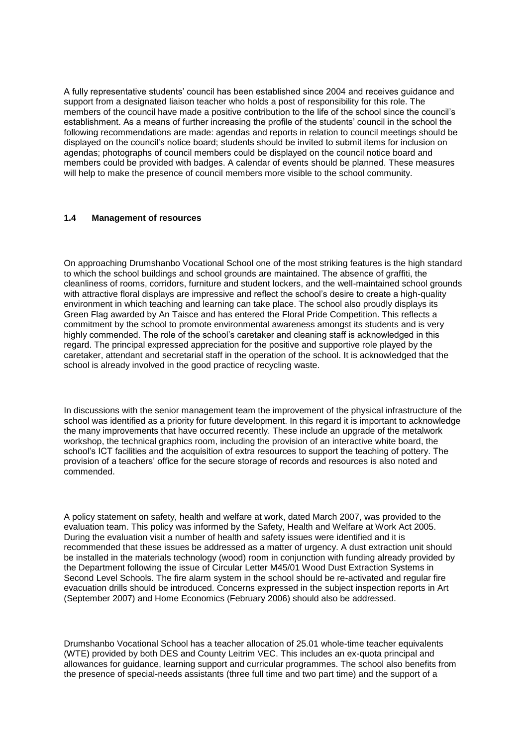A fully representative students' council has been established since 2004 and receives guidance and support from a designated liaison teacher who holds a post of responsibility for this role. The members of the council have made a positive contribution to the life of the school since the council's establishment. As a means of further increasing the profile of the students' council in the school the following recommendations are made: agendas and reports in relation to council meetings should be displayed on the council's notice board; students should be invited to submit items for inclusion on agendas; photographs of council members could be displayed on the council notice board and members could be provided with badges. A calendar of events should be planned. These measures will help to make the presence of council members more visible to the school community.

### 1.4 Management of resources

On approaching Drumshanbo Vocational School one of the most striking features is the high standard to which the school buildings and school grounds are maintained. The absence of graffiti, the cleanliness of rooms, corridors, furniture and student lockers, and the well-maintained school grounds with attractive floral displays are impressive and reflect the school's desire to create a high-quality environment in which teaching and learning can take place. The school also proudly displays its Green Flag awarded by An Taisce and has entered the Floral Pride Competition. This reflects a commitment by the school to promote environmental awareness amongst its students and is very highly commended. The role of the school's caretaker and cleaning staff is acknowledged in this regard. The principal expressed appreciation for the positive and supportive role played by the caretaker, attendant and secretarial staff in the operation of the school. It is acknowledged that the school is already involved in the good practice of recycling waste.

In discussions with the senior management team the improvement of the physical infrastructure of the school was identified as a priority for future development. In this regard it is important to acknowledge the many improvements that have occurred recently. These include an upgrade of the metalwork workshop, the technical graphics room, including the provision of an interactive white board, the school's ICT facilities and the acquisition of extra resources to support the teaching of pottery. The provision of a teachers' office for the secure storage of records and resources is also noted and commended.

A policy statement on safety, health and welfare at work, dated March 2007, was provided to the evaluation team. This policy was informed by the Safety, Health and Welfare at Work Act 2005. During the evaluation visit a number of health and safety issues were identified and it is recommended that these issues be addressed as a matter of urgency. A dust extraction unit should be installed in the materials technology (wood) room in conjunction with funding already provided by the Department following the issue of Circular Letter M45/01 Wood Dust Extraction Systems in Second Level Schools. The fire alarm system in the school should be re-activated and regular fire evacuation drills should be introduced. Concerns expressed in the subject inspection reports in Art (September 2007) and Home Economics (February 2006) should also be addressed.

Drumshanbo Vocational School has a teacher allocation of 25.01 whole-time teacher equivalents (WTE) provided by both DES and County Leitrim VEC. This includes an ex-quota principal and allowances for guidance, learning support and curricular programmes. The school also benefits from the presence of special-needs assistants (three full time and two part time) and the support of a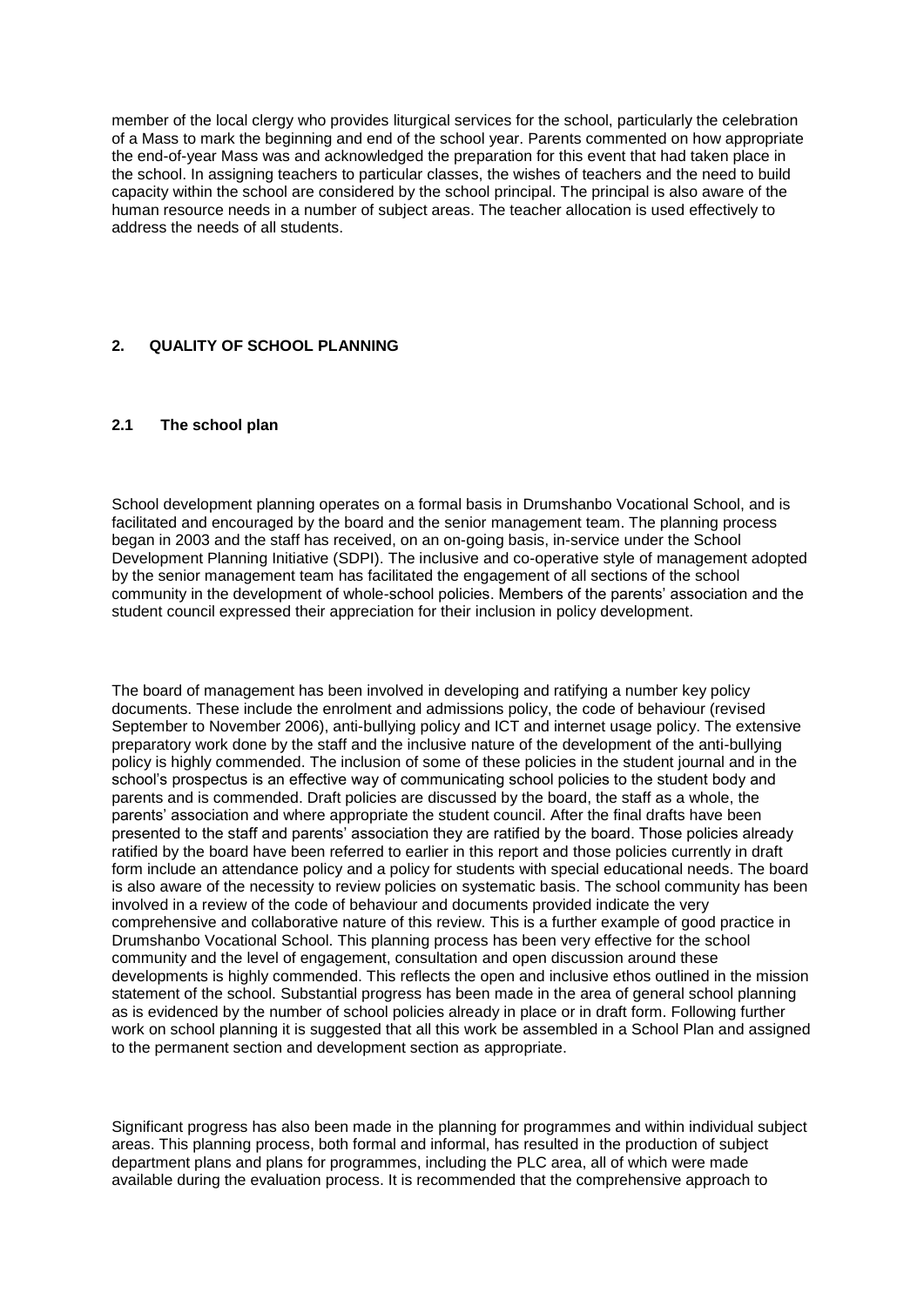member of the local clergy who provides liturgical services for the school, particularly the celebration of a Mass to mark the beginning and end of the school year. Parents commented on how appropriate the end-of-year Mass was and acknowledged the preparation for this event that had taken place in the school. In assigning teachers to particular classes, the wishes of teachers and the need to build capacity within the school are considered by the school principal. The principal is also aware of the human resource needs in a number of subject areas. The teacher allocation is used effectively to address the needs of all students.

## 2. QUALITY OF SCHOOL PLANNING

### 2.1 The school plan

School development planning operates on a formal basis in Drumshanbo Vocational School, and is facilitated and encouraged by the board and the senior management team. The planning process began in 2003 and the staff has received, on an on-going basis, in-service under the School Development Planning Initiative (SDPI). The inclusive and co-operative style of management adopted by the senior management team has facilitated the engagement of all sections of the school community in the development of whole-school policies. Members of the parents' association and the student council expressed their appreciation for their inclusion in policy development.

The board of management has been involved in developing and ratifying a number key policy documents. These include the enrolment and admissions policy, the code of behaviour (revised September to November 2006), anti-bullying policy and ICT and internet usage policy. The extensive preparatory work done by the staff and the inclusive nature of the development of the anti-bullying policy is highly commended. The inclusion of some of these policies in the student journal and in the school's prospectus is an effective way of communicating school policies to the student body and parents and is commended. Draft policies are discussed by the board, the staff as a whole, the parents' association and where appropriate the student council. After the final drafts have been presented to the staff and parents' association they are ratified by the board. Those policies already ratified by the board have been referred to earlier in this report and those policies currently in draft form include an attendance policy and a policy for students with special educational needs. The board is also aware of the necessity to review policies on systematic basis. The school community has been involved in a review of the code of behaviour and documents provided indicate the very comprehensive and collaborative nature of this review. This is a further example of good practice in Drumshanbo Vocational School. This planning process has been very effective for the school community and the level of engagement, consultation and open discussion around these developments is highly commended. This reflects the open and inclusive ethos outlined in the mission statement of the school. Substantial progress has been made in the area of general school planning as is evidenced by the number of school policies already in place or in draft form. Following further work on school planning it is suggested that all this work be assembled in a School Plan and assigned to the permanent section and development section as appropriate.

Significant progress has also been made in the planning for programmes and within individual subject areas. This planning process, both formal and informal, has resulted in the production of subject department plans and plans for programmes, including the PLC area, all of which were made available during the evaluation process. It is recommended that the comprehensive approach to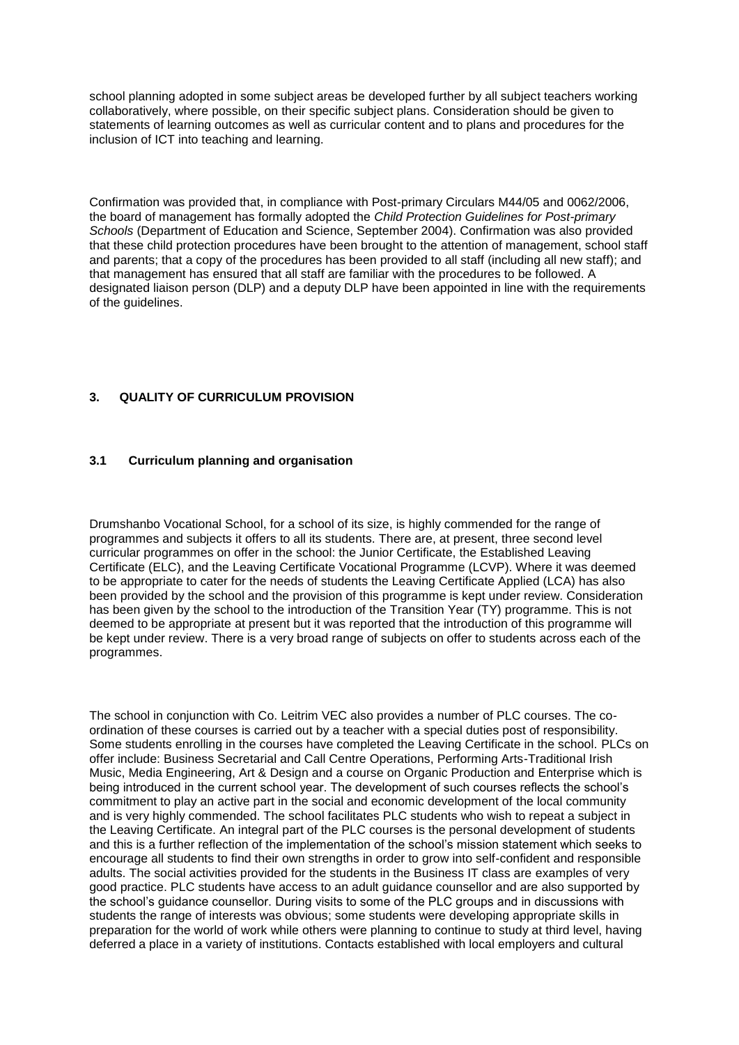school planning adopted in some subject areas be developed further by all subject teachers working collaboratively, where possible, on their specific subject plans. Consideration should be given to statements of learning outcomes as well as curricular content and to plans and procedures for the inclusion of ICT into teaching and learning.

Confirmation was provided that, in compliance with Post-primary Circulars M44/05 and 0062/2006, the board of management has formally adopted the *Child Protection Guidelines for Post-primary Schools* (Department of Education and Science, September 2004). Confirmation was also provided that these child protection procedures have been brought to the attention of management, school staff and parents; that a copy of the procedures has been provided to all staff (including all new staff); and that management has ensured that all staff are familiar with the procedures to be followed. A designated liaison person (DLP) and a deputy DLP have been appointed in line with the requirements of the guidelines.

## 3. QUALITY OF CURRICULUM PROVISION

### 3.1 Curriculum planning and organisation

Drumshanbo Vocational School, for a school of its size, is highly commended for the range of programmes and subjects it offers to all its students. There are, at present, three second level curricular programmes on offer in the school: the Junior Certificate, the Established Leaving Certificate (ELC), and the Leaving Certificate Vocational Programme (LCVP). Where it was deemed to be appropriate to cater for the needs of students the Leaving Certificate Applied (LCA) has also been provided by the school and the provision of this programme is kept under review. Consideration has been given by the school to the introduction of the Transition Year (TY) programme. This is not deemed to be appropriate at present but it was reported that the introduction of this programme will be kept under review. There is a very broad range of subjects on offer to students across each of the programmes.

The school in conjunction with Co. Leitrim VEC also provides a number of PLC courses. The co-ordination of these courses is carried out by a teacher with a special duties post of responsibility. Some students enrolling in the courses have completed the Leaving Certificate in the school. PLCs on offer include: Business Secretarial and Call Centre Operations, Performing Arts-Traditional Irish Music, Media Engineering, Art & Design and a course on Organic Production and Enterprise which is being introduced in the current school year. The development of such courses reflects the school's commitment to play an active part in the social and economic development of the local community and is very highly commended. The school facilitates PLC students who wish to repeat a subject in the Leaving Certificate. An integral part of the PLC courses is the personal development of students and this is a further reflection of the implementation of the school's mission statement which seeks to encourage all students to find their own strengths in order to grow into self-confident and responsible adults. The social activities provided for the students in the Business IT class are examples of very good practice. PLC students have access to an adult guidance counsellor and are also supported by the school's guidance counsellor. During visits to some of the PLC groups and in discussions with students the range of interests was obvious; some students were developing appropriate skills in preparation for the world of work while others were planning to continue to study at third level, having deferred a place in a variety of institutions. Contacts established with local employers and cultural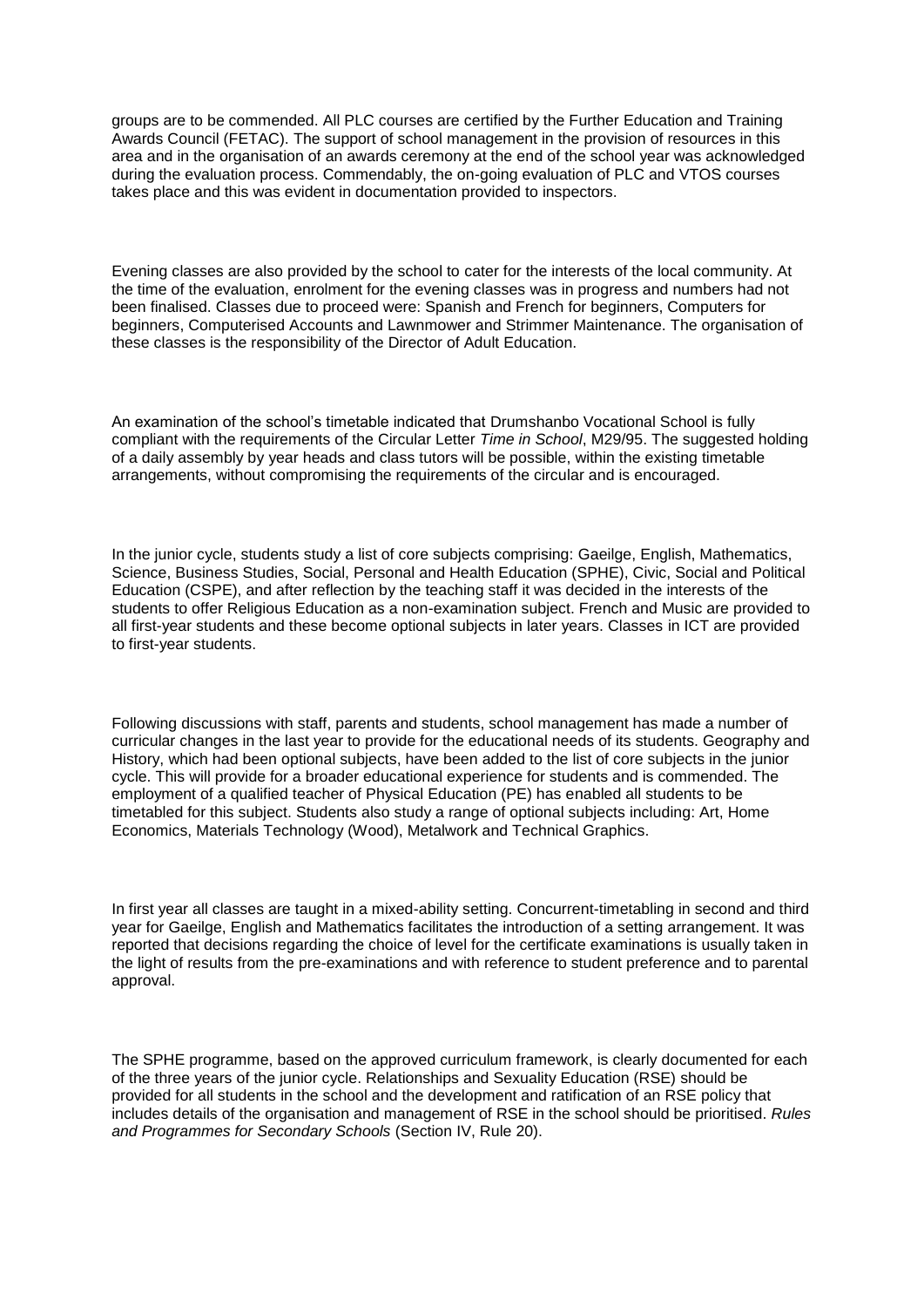groups are to be commended. All PLC courses are certified by the Further Education and Training Awards Council (FETAC). The support of school management in the provision of resources in this area and in the organisation of an awards ceremony at the end of the school year was acknowledged during the evaluation process. Commendably, the on-going evaluation of PLC and VTOS courses takes place and this was evident in documentation provided to inspectors.

Evening classes are also provided by the school to cater for the interests of the local community. At the time of the evaluation, enrolment for the evening classes was in progress and numbers had not been finalised. Classes due to proceed were: Spanish and French for beginners, Computers for beginners, Computerised Accounts and Lawnmower and Strimmer Maintenance. The organisation of these classes is the responsibility of the Director of Adult Education.

An examination of the school's timetable indicated that Drumshanbo Vocational School is fully compliant with the requirements of the Circular Letter *Time in School*, M29/95. The suggested holding of a daily assembly by year heads and class tutors will be possible, within the existing timetable arrangements, without compromising the requirements of the circular and is encouraged.

In the junior cycle, students study a list of core subjects comprising: Gaeilge, English, Mathematics, Science, Business Studies, Social, Personal and Health Education (SPHE), Civic, Social and Political Education (CSPE), and after reflection by the teaching staff it was decided in the interests of the students to offer Religious Education as a non-examination subject. French and Music are provided to all first-year students and these become optional subjects in later years. Classes in ICT are provided to first-year students.

Following discussions with staff, parents and students, school management has made a number of curricular changes in the last year to provide for the educational needs of its students. Geography and History, which had been optional subjects, have been added to the list of core subjects in the junior cycle. This will provide for a broader educational experience for students and is commended. The employment of a qualified teacher of Physical Education (PE) has enabled all students to be timetabled for this subject. Students also study a range of optional subjects including: Art, Home Economics, Materials Technology (Wood), Metalwork and Technical Graphics.

In first year all classes are taught in a mixed-ability setting. Concurrent-timetabling in second and third year for Gaeilge, English and Mathematics facilitates the introduction of a setting arrangement. It was reported that decisions regarding the choice of level for the certificate examinations is usually taken in the light of results from the pre-examinations and with reference to student preference and to parental approval.

The SPHE programme, based on the approved curriculum framework, is clearly documented for each of the three years of the junior cycle. Relationships and Sexuality Education (RSE) should be provided for all students in the school and the development and ratification of an RSE policy that includes details of the organisation and management of RSE in the school should be prioritised. *Rules and Programmes for Secondary Schools* (Section IV, Rule 20).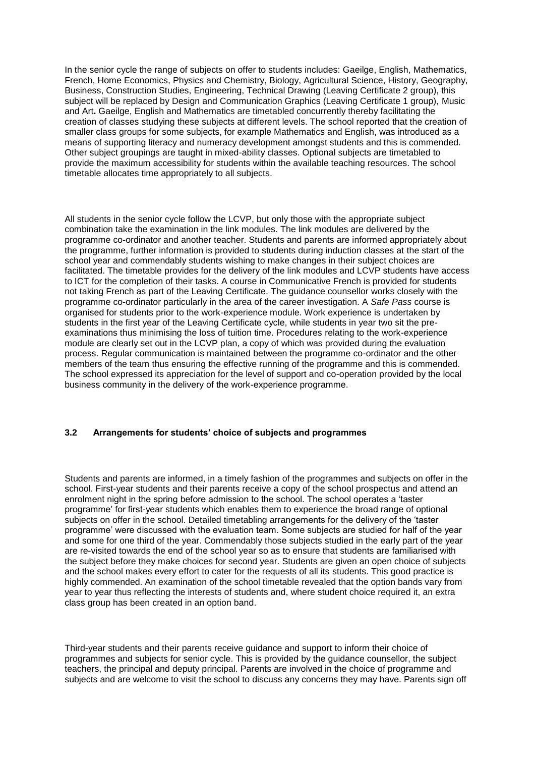In the senior cycle the range of subjects on offer to students includes: Gaeilge, English, Mathematics, French, Home Economics, Physics and Chemistry, Biology, Agricultural Science, History, Geography, Business, Construction Studies, Engineering, Technical Drawing (Leaving Certificate 2 group), this subject will be replaced by Design and Communication Graphics (Leaving Certificate 1 group), Music and Art**.** Gaeilge, English and Mathematics are timetabled concurrently thereby facilitating the creation of classes studying these subjects at different levels. The school reported that the creation of smaller class groups for some subjects, for example Mathematics and English, was introduced as a means of supporting literacy and numeracy development amongst students and this is commended. Other subject groupings are taught in mixed-ability classes. Optional subjects are timetabled to provide the maximum accessibility for students within the available teaching resources. The school timetable allocates time appropriately to all subjects.

All students in the senior cycle follow the LCVP, but only those with the appropriate subject combination take the examination in the link modules. The link modules are delivered by the programme co-ordinator and another teacher. Students and parents are informed appropriately about the programme, further information is provided to students during induction classes at the start of the school year and commendably students wishing to make changes in their subject choices are facilitated. The timetable provides for the delivery of the link modules and LCVP students have access to ICT for the completion of their tasks. A course in Communicative French is provided for students not taking French as part of the Leaving Certificate. The guidance counsellor works closely with the programme co-ordinator particularly in the area of the career investigation. A *Safe Pass* course is organised for students prior to the work-experience module. Work experience is undertaken by students in the first year of the Leaving Certificate cycle, while students in year two sit the pre-examinations thus minimising the loss of tuition time. Procedures relating to the work-experience module are clearly set out in the LCVP plan, a copy of which was provided during the evaluation process. Regular communication is maintained between the programme co-ordinator and the other members of the team thus ensuring the effective running of the programme and this is commended. The school expressed its appreciation for the level of support and co-operation provided by the local business community in the delivery of the work-experience programme.

### 3.2 Arrangements for students' choice of subjects and programmes

Students and parents are informed, in a timely fashion of the programmes and subjects on offer in the school. First-year students and their parents receive a copy of the school prospectus and attend an enrolment night in the spring before admission to the school. The school operates a 'taster programme' for first-year students which enables them to experience the broad range of optional subjects on offer in the school. Detailed timetabling arrangements for the delivery of the 'taster programme' were discussed with the evaluation team. Some subjects are studied for half of the year and some for one third of the year. Commendably those subjects studied in the early part of the year are re-visited towards the end of the school year so as to ensure that students are familiarised with the subject before they make choices for second year. Students are given an open choice of subjects and the school makes every effort to cater for the requests of all its students. This good practice is highly commended. An examination of the school timetable revealed that the option bands vary from year to year thus reflecting the interests of students and, where student choice required it, an extra class group has been created in an option band.

Third-year students and their parents receive guidance and support to inform their choice of programmes and subjects for senior cycle. This is provided by the guidance counsellor, the subject teachers, the principal and deputy principal. Parents are involved in the choice of programme and subjects and are welcome to visit the school to discuss any concerns they may have. Parents sign off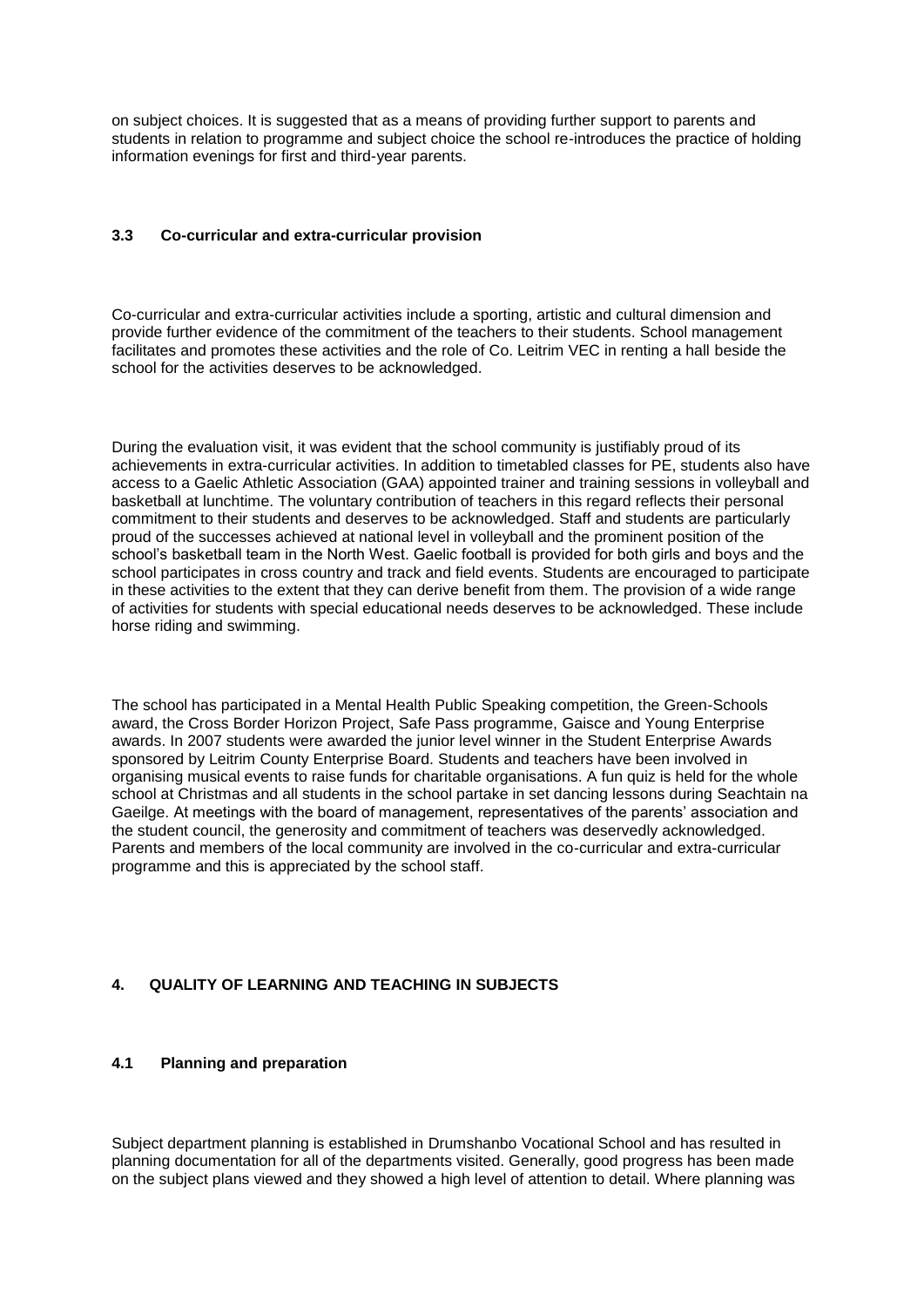on subject choices. It is suggested that as a means of providing further support to parents and students in relation to programme and subject choice the school re-introduces the practice of holding information evenings for first and third-year parents.

### 3.3 Co-curricular and extra-curricular provision

Co-curricular and extra-curricular activities include a sporting, artistic and cultural dimension and provide further evidence of the commitment of the teachers to their students. School management facilitates and promotes these activities and the role of Co. Leitrim VEC in renting a hall beside the school for the activities deserves to be acknowledged.

During the evaluation visit, it was evident that the school community is justifiably proud of its achievements in extra-curricular activities. In addition to timetabled classes for PE, students also have access to a Gaelic Athletic Association (GAA) appointed trainer and training sessions in volleyball and basketball at lunchtime. The voluntary contribution of teachers in this regard reflects their personal commitment to their students and deserves to be acknowledged. Staff and students are particularly proud of the successes achieved at national level in volleyball and the prominent position of the school's basketball team in the North West. Gaelic football is provided for both girls and boys and the school participates in cross country and track and field events. Students are encouraged to participate in these activities to the extent that they can derive benefit from them. The provision of a wide range of activities for students with special educational needs deserves to be acknowledged. These include horse riding and swimming.

The school has participated in a Mental Health Public Speaking competition, the Green-Schools award, the Cross Border Horizon Project, Safe Pass programme, Gaisce and Young Enterprise awards. In 2007 students were awarded the junior level winner in the Student Enterprise Awards sponsored by Leitrim County Enterprise Board. Students and teachers have been involved in organising musical events to raise funds for charitable organisations. A fun quiz is held for the whole school at Christmas and all students in the school partake in set dancing lessons during Seachtain na Gaeilge. At meetings with the board of management, representatives of the parents' association and the student council, the generosity and commitment of teachers was deservedly acknowledged. Parents and members of the local community are involved in the co-curricular and extra-curricular programme and this is appreciated by the school staff.

## 4. QUALITY OF LEARNING AND TEACHING IN SUBJECTS

### 4.1 Planning and preparation

Subject department planning is established in Drumshanbo Vocational School and has resulted in planning documentation for all of the departments visited. Generally, good progress has been made on the subject plans viewed and they showed a high level of attention to detail. Where planning was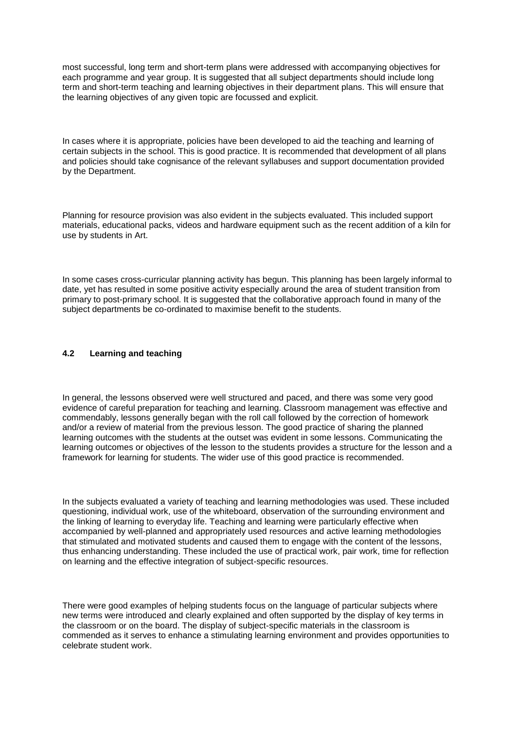most successful, long term and short-term plans were addressed with accompanying objectives for each programme and year group. It is suggested that all subject departments should include long term and short-term teaching and learning objectives in their department plans. This will ensure that the learning objectives of any given topic are focussed and explicit.

In cases where it is appropriate, policies have been developed to aid the teaching and learning of certain subjects in the school. This is good practice. It is recommended that development of all plans and policies should take cognisance of the relevant syllabuses and support documentation provided by the Department.

Planning for resource provision was also evident in the subjects evaluated. This included support materials, educational packs, videos and hardware equipment such as the recent addition of a kiln for use by students in Art.

In some cases cross-curricular planning activity has begun. This planning has been largely informal to date, yet has resulted in some positive activity especially around the area of student transition from primary to post-primary school. It is suggested that the collaborative approach found in many of the subject departments be co-ordinated to maximise benefit to the students.

### 4.2 Learning and teaching

In general, the lessons observed were well structured and paced, and there was some very good evidence of careful preparation for teaching and learning. Classroom management was effective and commendably, lessons generally began with the roll call followed by the correction of homework and/or a review of material from the previous lesson. The good practice of sharing the planned learning outcomes with the students at the outset was evident in some lessons. Communicating the learning outcomes or objectives of the lesson to the students provides a structure for the lesson and a framework for learning for students. The wider use of this good practice is recommended.

In the subjects evaluated a variety of teaching and learning methodologies was used. These included questioning, individual work, use of the whiteboard, observation of the surrounding environment and the linking of learning to everyday life. Teaching and learning were particularly effective when accompanied by well-planned and appropriately used resources and active learning methodologies that stimulated and motivated students and caused them to engage with the content of the lessons, thus enhancing understanding. These included the use of practical work, pair work, time for reflection on learning and the effective integration of subject-specific resources.

There were good examples of helping students focus on the language of particular subjects where new terms were introduced and clearly explained and often supported by the display of key terms in the classroom or on the board. The display of subject-specific materials in the classroom is commended as it serves to enhance a stimulating learning environment and provides opportunities to celebrate student work.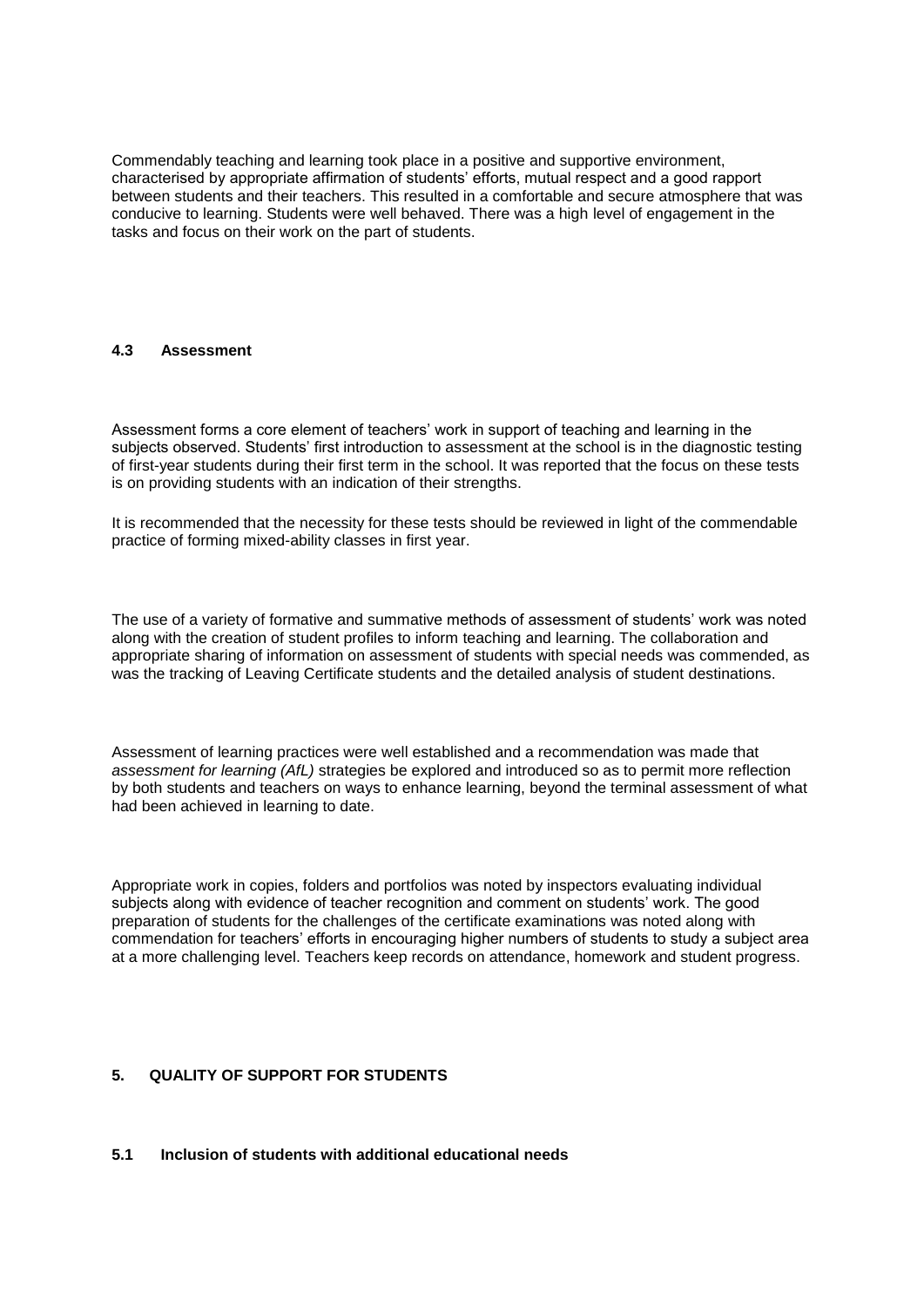Commendably teaching and learning took place in a positive and supportive environment, characterised by appropriate affirmation of students' efforts, mutual respect and a good rapport between students and their teachers. This resulted in a comfortable and secure atmosphere that was conducive to learning. Students were well behaved. There was a high level of engagement in the tasks and focus on their work on the part of students.

### 4.3 Assessment

Assessment forms a core element of teachers' work in support of teaching and learning in the subjects observed. Students' first introduction to assessment at the school is in the diagnostic testing of first-year students during their first term in the school. It was reported that the focus on these tests is on providing students with an indication of their strengths.

It is recommended that the necessity for these tests should be reviewed in light of the commendable practice of forming mixed-ability classes in first year.

The use of a variety of formative and summative methods of assessment of students' work was noted along with the creation of student profiles to inform teaching and learning. The collaboration and appropriate sharing of information on assessment of students with special needs was commended, as was the tracking of Leaving Certificate students and the detailed analysis of student destinations.

Assessment of learning practices were well established and a recommendation was made that *assessment for learning (AfL)* strategies be explored and introduced so as to permit more reflection by both students and teachers on ways to enhance learning, beyond the terminal assessment of what had been achieved in learning to date.

Appropriate work in copies, folders and portfolios was noted by inspectors evaluating individual subjects along with evidence of teacher recognition and comment on students' work. The good preparation of students for the challenges of the certificate examinations was noted along with commendation for teachers' efforts in encouraging higher numbers of students to study a subject area at a more challenging level. Teachers keep records on attendance, homework and student progress.

## 5. QUALITY OF SUPPORT FOR STUDENTS

### 5.1 Inclusion of students with additional educational needs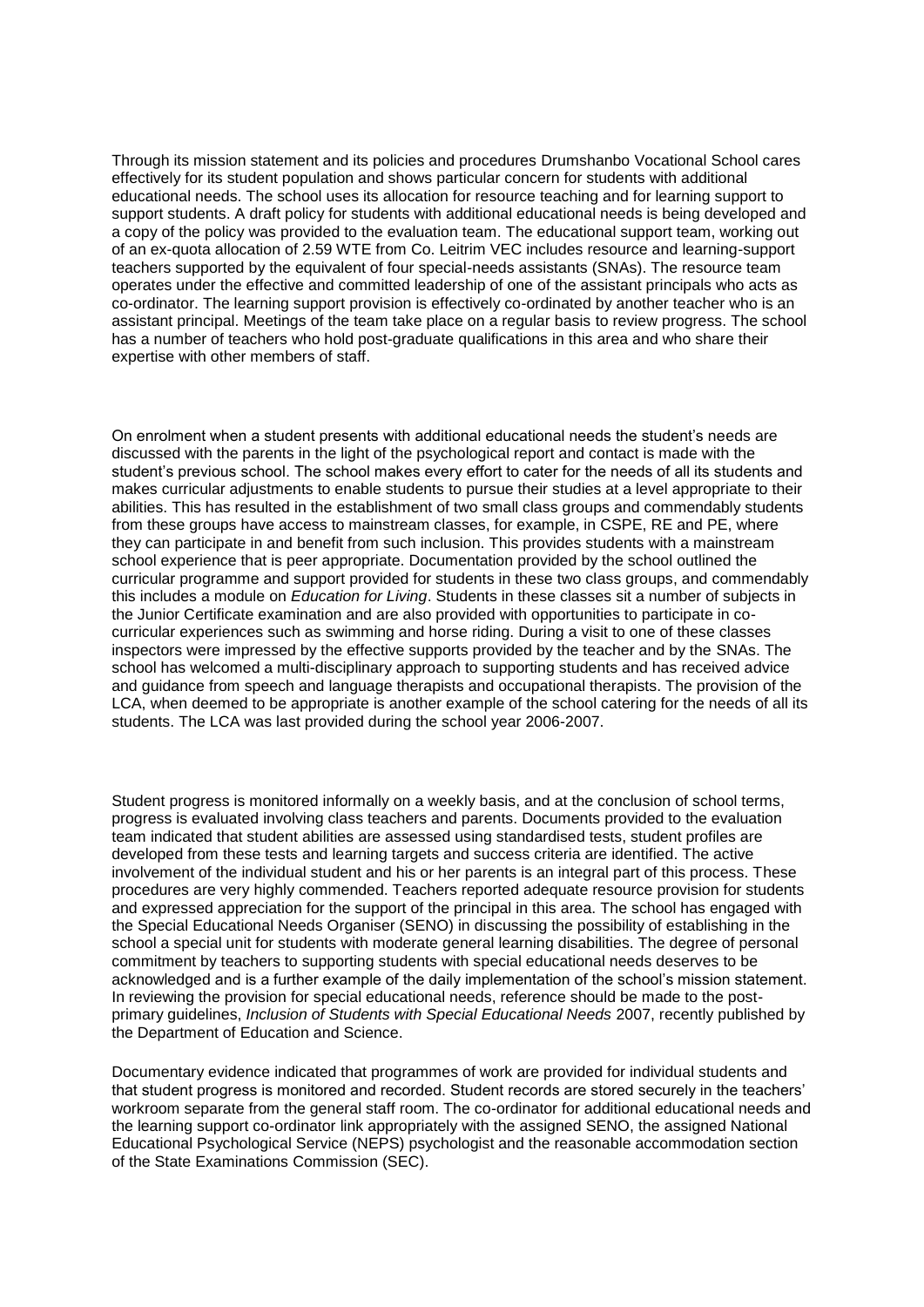Through its mission statement and its policies and procedures Drumshanbo Vocational School cares effectively for its student population and shows particular concern for students with additional educational needs. The school uses its allocation for resource teaching and for learning support to support students. A draft policy for students with additional educational needs is being developed and a copy of the policy was provided to the evaluation team. The educational support team, working out of an ex-quota allocation of 2.59 WTE from Co. Leitrim VEC includes resource and learning-support teachers supported by the equivalent of four special-needs assistants (SNAs). The resource team operates under the effective and committed leadership of one of the assistant principals who acts as co-ordinator. The learning support provision is effectively co-ordinated by another teacher who is an assistant principal. Meetings of the team take place on a regular basis to review progress. The school has a number of teachers who hold post-graduate qualifications in this area and who share their expertise with other members of staff.

On enrolment when a student presents with additional educational needs the student's needs are discussed with the parents in the light of the psychological report and contact is made with the student's previous school. The school makes every effort to cater for the needs of all its students and makes curricular adjustments to enable students to pursue their studies at a level appropriate to their abilities. This has resulted in the establishment of two small class groups and commendably students from these groups have access to mainstream classes, for example, in CSPE, RE and PE, where they can participate in and benefit from such inclusion. This provides students with a mainstream school experience that is peer appropriate. Documentation provided by the school outlined the curricular programme and support provided for students in these two class groups, and commendably this includes a module on *Education for Living*. Students in these classes sit a number of subjects in the Junior Certificate examination and are also provided with opportunities to participate in co-curricular experiences such as swimming and horse riding. During a visit to one of these classes inspectors were impressed by the effective supports provided by the teacher and by the SNAs. The school has welcomed a multi-disciplinary approach to supporting students and has received advice and guidance from speech and language therapists and occupational therapists. The provision of the LCA, when deemed to be appropriate is another example of the school catering for the needs of all its students. The LCA was last provided during the school year 2006-2007.

Student progress is monitored informally on a weekly basis, and at the conclusion of school terms, progress is evaluated involving class teachers and parents. Documents provided to the evaluation team indicated that student abilities are assessed using standardised tests, student profiles are developed from these tests and learning targets and success criteria are identified. The active involvement of the individual student and his or her parents is an integral part of this process. These procedures are very highly commended. Teachers reported adequate resource provision for students and expressed appreciation for the support of the principal in this area. The school has engaged with the Special Educational Needs Organiser (SENO) in discussing the possibility of establishing in the school a special unit for students with moderate general learning disabilities. The degree of personal commitment by teachers to supporting students with special educational needs deserves to be acknowledged and is a further example of the daily implementation of the school's mission statement. In reviewing the provision for special educational needs, reference should be made to the post-primary guidelines, *Inclusion of Students with Special Educational Needs* 2007, recently published by the Department of Education and Science.

Documentary evidence indicated that programmes of work are provided for individual students and that student progress is monitored and recorded. Student records are stored securely in the teachers' workroom separate from the general staff room. The co-ordinator for additional educational needs and the learning support co-ordinator link appropriately with the assigned SENO, the assigned National Educational Psychological Service (NEPS) psychologist and the reasonable accommodation section of the State Examinations Commission (SEC).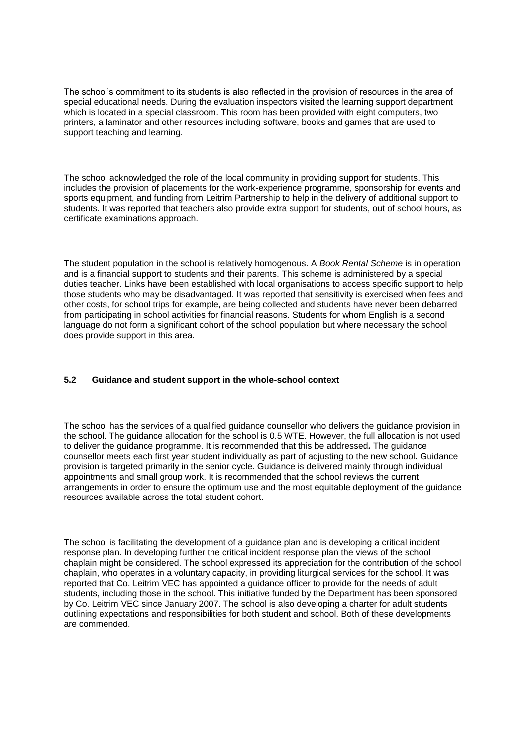The school's commitment to its students is also reflected in the provision of resources in the area of special educational needs. During the evaluation inspectors visited the learning support department which is located in a special classroom. This room has been provided with eight computers, two printers, a laminator and other resources including software, books and games that are used to support teaching and learning.

The school acknowledged the role of the local community in providing support for students. This includes the provision of placements for the work-experience programme, sponsorship for events and sports equipment, and funding from Leitrim Partnership to help in the delivery of additional support to students. It was reported that teachers also provide extra support for students, out of school hours, as certificate examinations approach.

The student population in the school is relatively homogenous. A *Book Rental Scheme* is in operation and is a financial support to students and their parents. This scheme is administered by a special duties teacher. Links have been established with local organisations to access specific support to help those students who may be disadvantaged. It was reported that sensitivity is exercised when fees and other costs, for school trips for example, are being collected and students have never been debarred from participating in school activities for financial reasons. Students for whom English is a second language do not form a significant cohort of the school population but where necessary the school does provide support in this area.

### 5.2 Guidance and student support in the whole-school context

The school has the services of a qualified guidance counsellor who delivers the guidance provision in the school. The guidance allocation for the school is 0.5 WTE. However, the full allocation is not used to deliver the guidance programme. It is recommended that this be addressed. The guidance counsellor meets each first year student individually as part of adjusting to the new school. Guidance provision is targeted primarily in the senior cycle. Guidance is delivered mainly through individual appointments and small group work. It is recommended that the school reviews the current arrangements in order to ensure the optimum use and the most equitable deployment of the guidance resources available across the total student cohort.

The school is facilitating the development of a guidance plan and is developing a critical incident response plan. In developing further the critical incident response plan the views of the school chaplain might be considered. The school expressed its appreciation for the contribution of the school chaplain, who operates in a voluntary capacity, in providing liturgical services for the school. It was reported that Co. Leitrim VEC has appointed a guidance officer to provide for the needs of adult students, including those in the school. This initiative funded by the Department has been sponsored by Co. Leitrim VEC since January 2007. The school is also developing a charter for adult students outlining expectations and responsibilities for both student and school. Both of these developments are commended.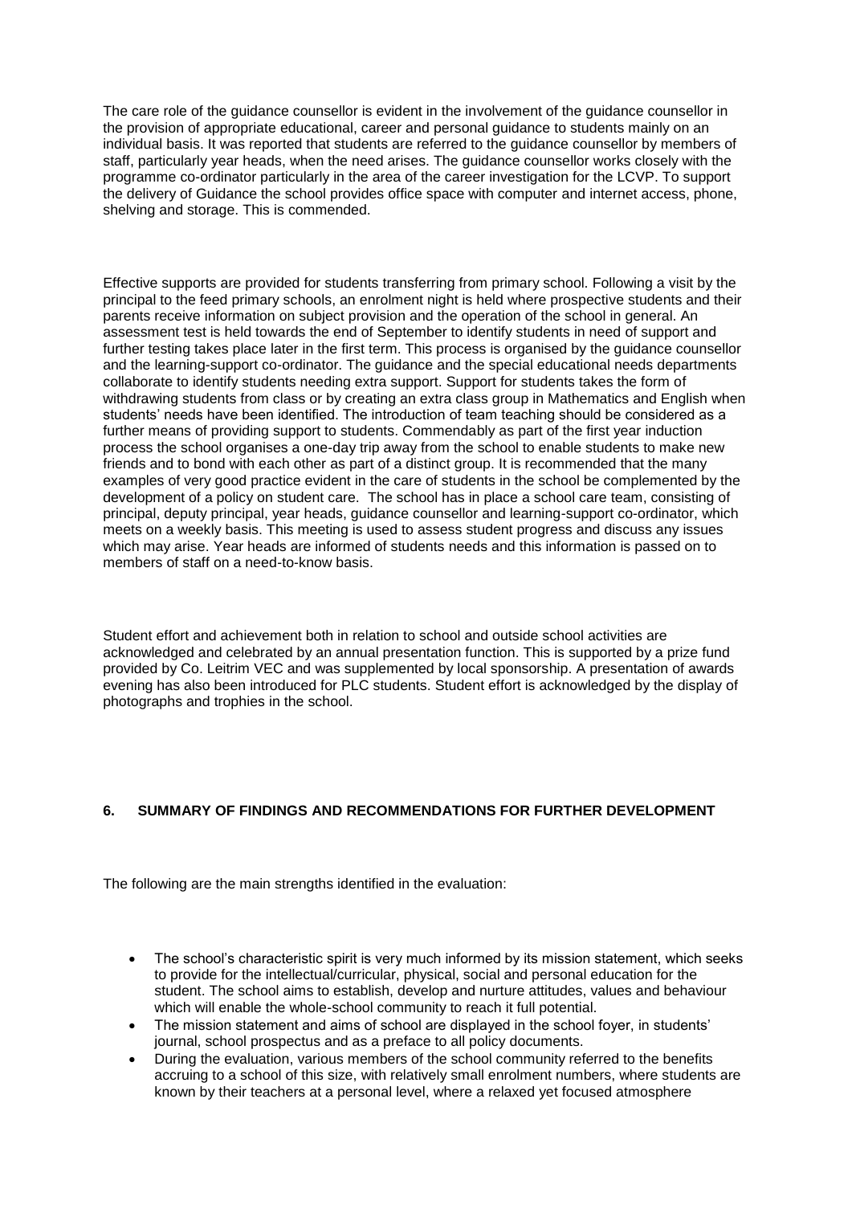The care role of the guidance counsellor is evident in the involvement of the guidance counsellor in the provision of appropriate educational, career and personal guidance to students mainly on an individual basis. It was reported that students are referred to the guidance counsellor by members of staff, particularly year heads, when the need arises. The guidance counsellor works closely with the programme co-ordinator particularly in the area of the career investigation for the LCVP. To support the delivery of Guidance the school provides office space with computer and internet access, phone, shelving and storage. This is commended.

Effective supports are provided for students transferring from primary school. Following a visit by the principal to the feed primary schools, an enrolment night is held where prospective students and their parents receive information on subject provision and the operation of the school in general. An assessment test is held towards the end of September to identify students in need of support and further testing takes place later in the first term. This process is organised by the guidance counsellor and the learning-support co-ordinator. The guidance and the special educational needs departments collaborate to identify students needing extra support. Support for students takes the form of withdrawing students from class or by creating an extra class group in Mathematics and English when students' needs have been identified. The introduction of team teaching should be considered as a further means of providing support to students. Commendably as part of the first year induction process the school organises a one-day trip away from the school to enable students to make new friends and to bond with each other as part of a distinct group. It is recommended that the many examples of very good practice evident in the care of students in the school be complemented by the development of a policy on student care. The school has in place a school care team, consisting of principal, deputy principal, year heads, guidance counsellor and learning-support co-ordinator, which meets on a weekly basis. This meeting is used to assess student progress and discuss any issues which may arise. Year heads are informed of students needs and this information is passed on to members of staff on a need-to-know basis.

Student effort and achievement both in relation to school and outside school activities are acknowledged and celebrated by an annual presentation function. This is supported by a prize fund provided by Co. Leitrim VEC and was supplemented by local sponsorship. A presentation of awards evening has also been introduced for PLC students. Student effort is acknowledged by the display of photographs and trophies in the school.

## 6. SUMMARY OF FINDINGS AND RECOMMENDATIONS FOR FURTHER DEVELOPMENT

The following are the main strengths identified in the evaluation:

- The school's characteristic spirit is very much informed by its mission statement, which seeks to provide for the intellectual/curricular, physical, social and personal education for the student. The school aims to establish, develop and nurture attitudes, values and behaviour which will enable the whole-school community to reach it full potential.
- The mission statement and aims of school are displayed in the school foyer, in students' journal, school prospectus and as a preface to all policy documents.
- During the evaluation, various members of the school community referred to the benefits accruing to a school of this size, with relatively small enrolment numbers, where students are known by their teachers at a personal level, where a relaxed yet focused atmosphere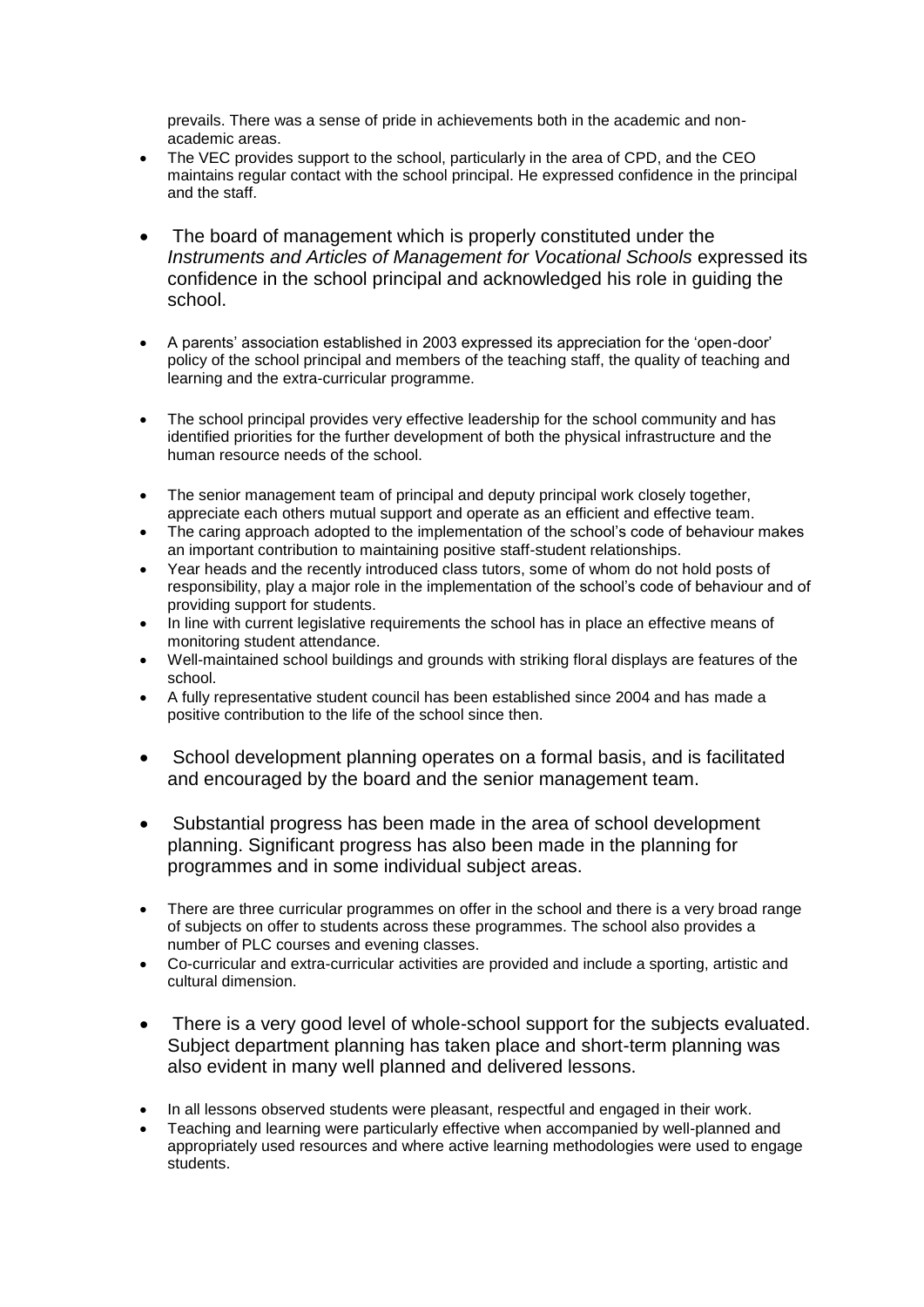prevails. There was a sense of pride in achievements both in the academic and non-academic areas.

- The VEC provides support to the school, particularly in the area of CPD, and the CEO maintains regular contact with the school principal. He expressed confidence in the principal and the staff.
- The board of management which is properly constituted under the *Instruments and Articles of Management for Vocational Schools* expressed its confidence in the school principal and acknowledged his role in guiding the school.
- A parents' association established in 2003 expressed its appreciation for the 'open-door' policy of the school principal and members of the teaching staff, the quality of teaching and learning and the extra-curricular programme.
- The school principal provides very effective leadership for the school community and has identified priorities for the further development of both the physical infrastructure and the human resource needs of the school.
- The senior management team of principal and deputy principal work closely together, appreciate each others mutual support and operate as an efficient and effective team.
- The caring approach adopted to the implementation of the school's code of behaviour makes an important contribution to maintaining positive staff-student relationships.
- Year heads and the recently introduced class tutors, some of whom do not hold posts of responsibility, play a major role in the implementation of the school's code of behaviour and of providing support for students.
- In line with current legislative requirements the school has in place an effective means of monitoring student attendance.
- Well-maintained school buildings and grounds with striking floral displays are features of the school.
- A fully representative student council has been established since 2004 and has made a positive contribution to the life of the school since then.
- School development planning operates on a formal basis, and is facilitated and encouraged by the board and the senior management team.
- Substantial progress has been made in the area of school development planning. Significant progress has also been made in the planning for programmes and in some individual subject areas.
- There are three curricular programmes on offer in the school and there is a very broad range of subjects on offer to students across these programmes. The school also provides a number of PLC courses and evening classes.
- Co-curricular and extra-curricular activities are provided and include a sporting, artistic and cultural dimension.
- There is a very good level of whole-school support for the subjects evaluated. Subject department planning has taken place and short-term planning was also evident in many well planned and delivered lessons.
- In all lessons observed students were pleasant, respectful and engaged in their work.
- Teaching and learning were particularly effective when accompanied by well-planned and appropriately used resources and where active learning methodologies were used to engage students.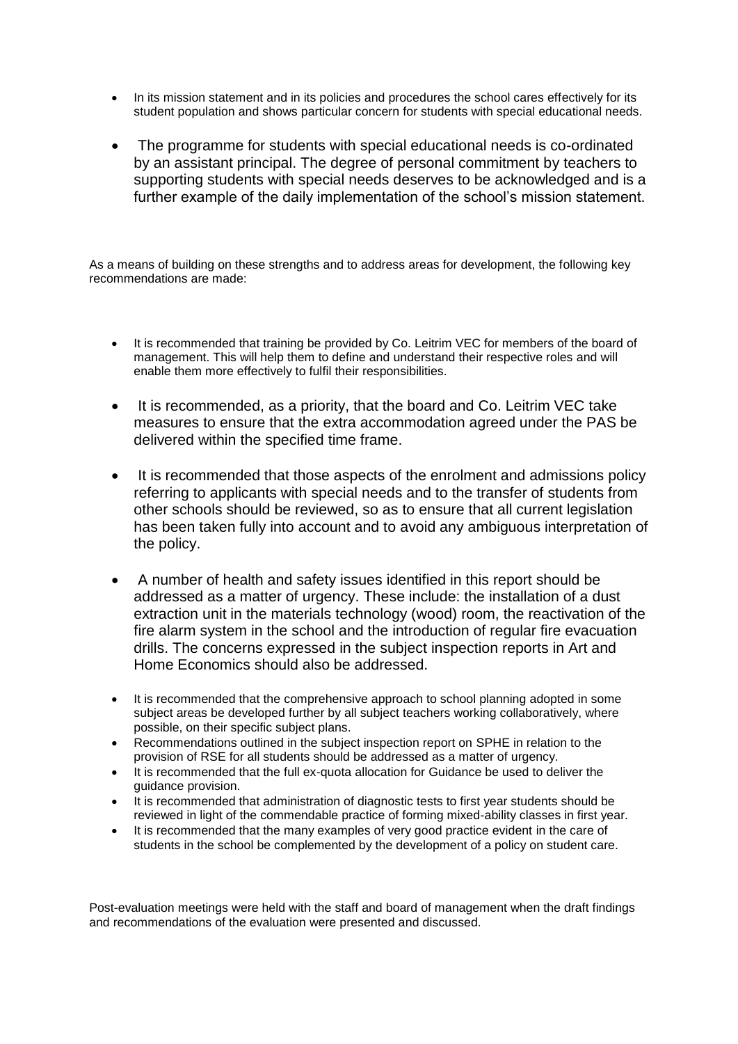- In its mission statement and in its policies and procedures the school cares effectively for its student population and shows particular concern for students with special educational needs.
- The programme for students with special educational needs is co-ordinated by an assistant principal. The degree of personal commitment by teachers to supporting students with special needs deserves to be acknowledged and is a further example of the daily implementation of the school's mission statement.

As a means of building on these strengths and to address areas for development, the following key recommendations are made:

- It is recommended that training be provided by Co. Leitrim VEC for members of the board of management. This will help them to define and understand their respective roles and will enable them more effectively to fulfil their responsibilities.
- It is recommended, as a priority, that the board and Co. Leitrim VEC take measures to ensure that the extra accommodation agreed under the PAS be delivered within the specified time frame.
- It is recommended that those aspects of the enrolment and admissions policy referring to applicants with special needs and to the transfer of students from other schools should be reviewed, so as to ensure that all current legislation has been taken fully into account and to avoid any ambiguous interpretation of the policy.
- A number of health and safety issues identified in this report should be addressed as a matter of urgency. These include: the installation of a dust extraction unit in the materials technology (wood) room, the reactivation of the fire alarm system in the school and the introduction of regular fire evacuation drills. The concerns expressed in the subject inspection reports in Art and Home Economics should also be addressed.
- It is recommended that the comprehensive approach to school planning adopted in some subject areas be developed further by all subject teachers working collaboratively, where possible, on their specific subject plans.
- Recommendations outlined in the subject inspection report on SPHE in relation to the provision of RSE for all students should be addressed as a matter of urgency.
- It is recommended that the full ex-quota allocation for Guidance be used to deliver the guidance provision.
- It is recommended that administration of diagnostic tests to first year students should be reviewed in light of the commendable practice of forming mixed-ability classes in first year.
- It is recommended that the many examples of very good practice evident in the care of students in the school be complemented by the development of a policy on student care.

Post-evaluation meetings were held with the staff and board of management when the draft findings and recommendations of the evaluation were presented and discussed.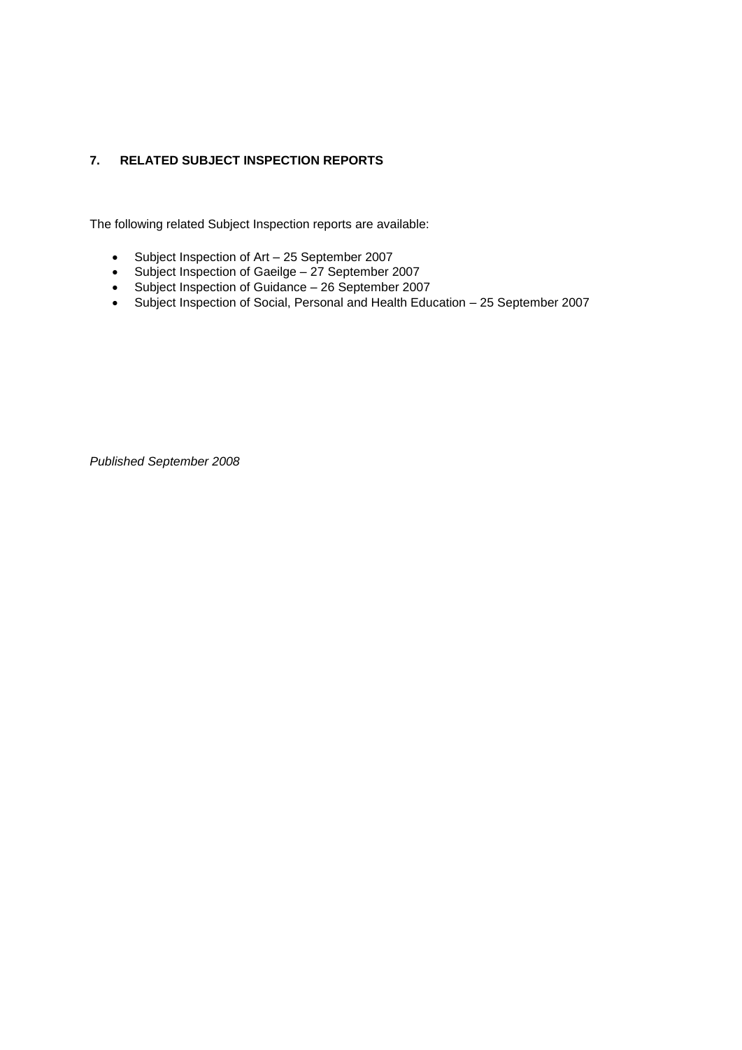## 7. RELATED SUBJECT INSPECTION REPORTS

The following related Subject Inspection reports are available:

- Subject Inspection of Art – 25 September 2007
- Subject Inspection of Gaeilge – 27 September 2007
- Subject Inspection of Guidance – 26 September 2007
- Subject Inspection of Social, Personal and Health Education – 25 September 2007

*Published September 2008*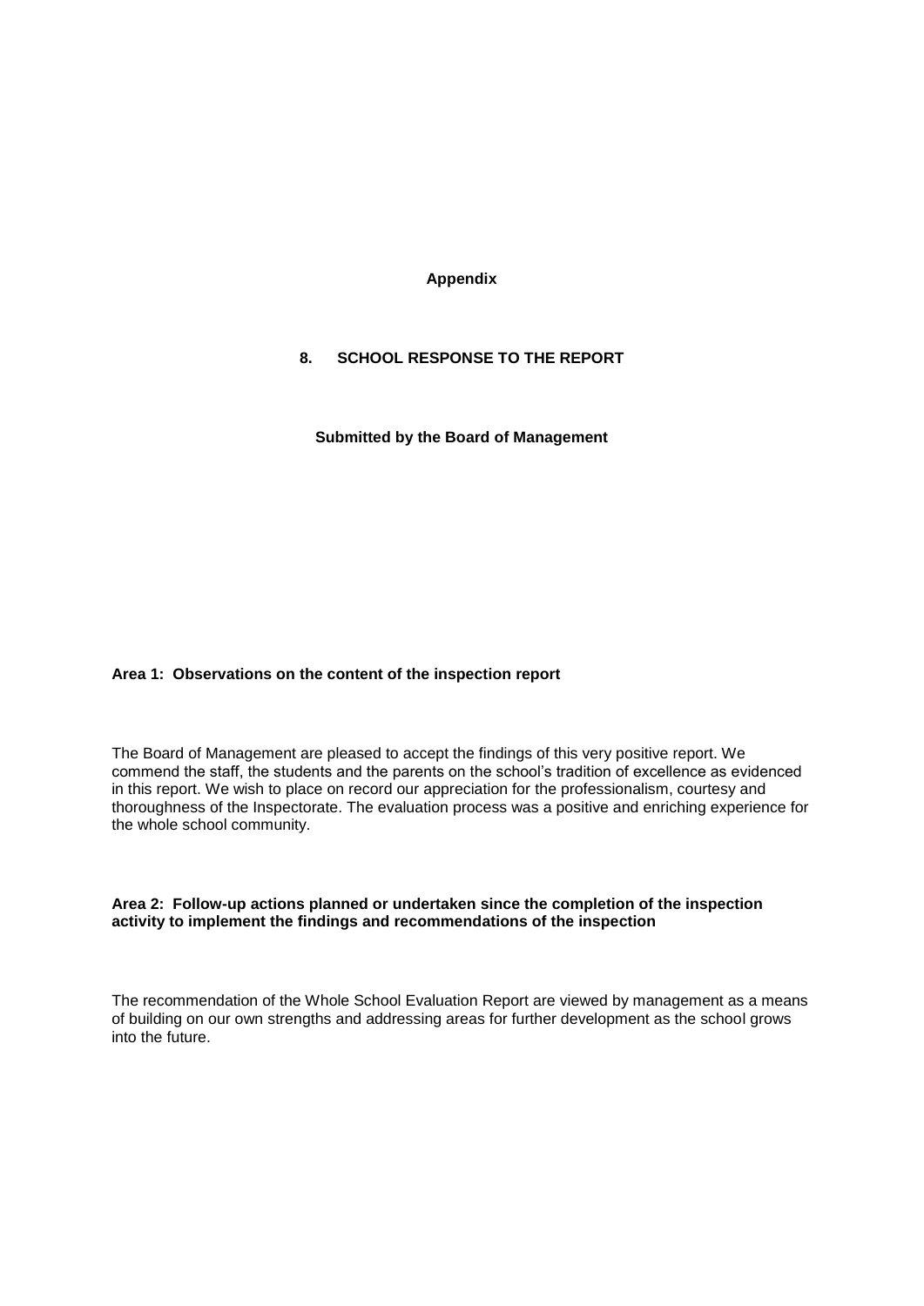# Appendix

## 8. SCHOOL RESPONSE TO THE REPORT

**Submitted by the Board of Management**

### Area 1: Observations on the content of the inspection report

The Board of Management are pleased to accept the findings of this very positive report. We commend the staff, the students and the parents on the school's tradition of excellence as evidenced in this report. We wish to place on record our appreciation for the professionalism, courtesy and thoroughness of the Inspectorate. The evaluation process was a positive and enriching experience for the whole school community.

### Area 2: Follow-up actions planned or undertaken since the completion of the inspection activity to implement the findings and recommendations of the inspection

The recommendation of the Whole School Evaluation Report are viewed by management as a means of building on our own strengths and addressing areas for further development as the school grows into the future.